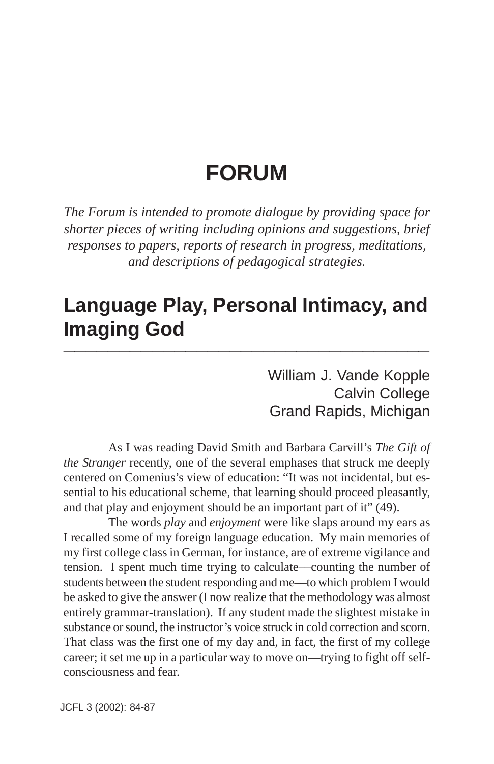# FORUM

*The Forum is intended to promote dialogue by providing space for shorter pieces of writing including opinions and suggestions, brief responses to papers, reports of research in progress, meditations, and descriptions of pedagogical strategies.*

## Language Play, Personal Intimacy, and Imaging God

William J. Vande Kopple
Calvin College
Grand Rapids, Michigan

As I was reading David Smith and Barbara Carvill's *The Gift of the Stranger* recently, one of the several emphases that struck me deeply centered on Comenius's view of education: "It was not incidental, but essential to his educational scheme, that learning should proceed pleasantly, and that play and enjoyment should be an important part of it" (49).

The words *play* and *enjoyment* were like slaps around my ears as I recalled some of my foreign language education. My main memories of my first college class in German, for instance, are of extreme vigilance and tension. I spent much time trying to calculate—counting the number of students between the student responding and me—to which problem I would be asked to give the answer (I now realize that the methodology was almost entirely grammar-translation). If any student made the slightest mistake in substance or sound, the instructor's voice struck in cold correction and scorn. That class was the first one of my day and, in fact, the first of my college career; it set me up in a particular way to move on—trying to fight off self-consciousness and fear.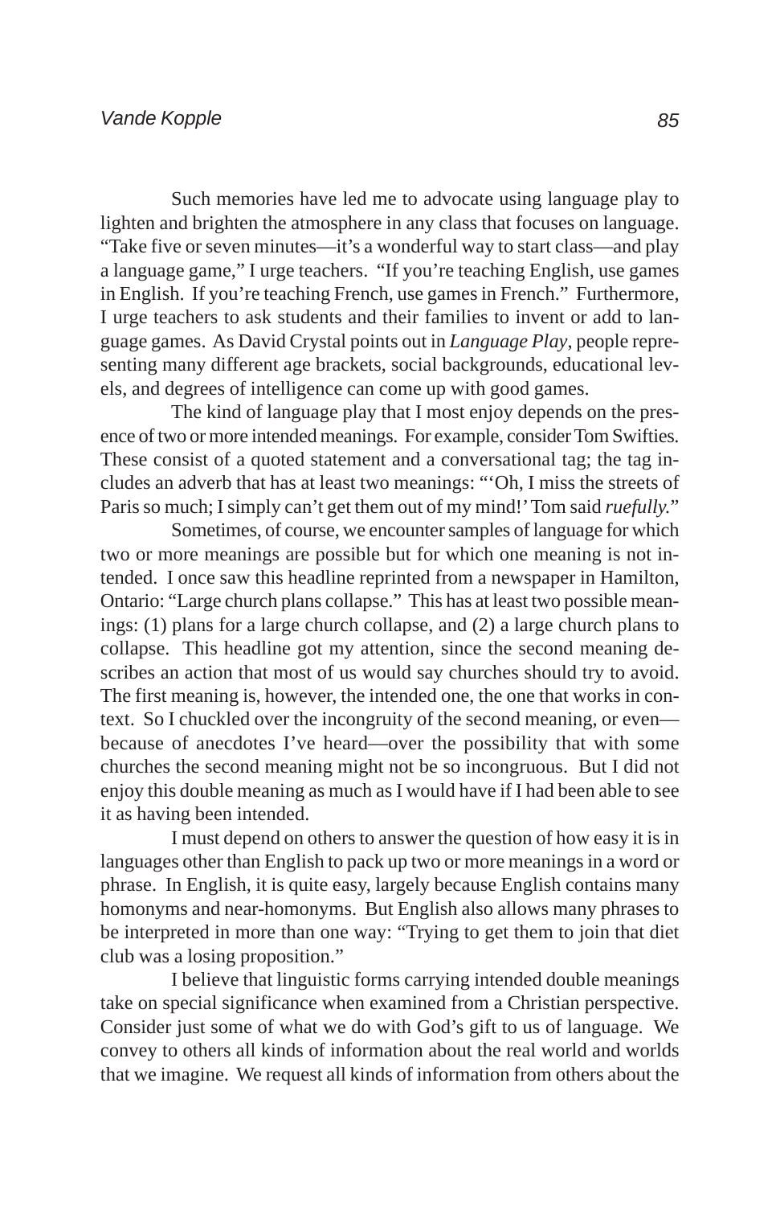Such memories have led me to advocate using language play to lighten and brighten the atmosphere in any class that focuses on language. "Take five or seven minutes—it's a wonderful way to start class—and play a language game," I urge teachers. "If you're teaching English, use games in English. If you're teaching French, use games in French." Furthermore, I urge teachers to ask students and their families to invent or add to language games. As David Crystal points out in *Language Play*, people representing many different age brackets, social backgrounds, educational levels, and degrees of intelligence can come up with good games.

The kind of language play that I most enjoy depends on the presence of two or more intended meanings. For example, consider Tom Swifties. These consist of a quoted statement and a conversational tag; the tag includes an adverb that has at least two meanings: "'Oh, I miss the streets of Paris so much; I simply can't get them out of my mind!' Tom said *ruefully.*"

Sometimes, of course, we encounter samples of language for which two or more meanings are possible but for which one meaning is not intended. I once saw this headline reprinted from a newspaper in Hamilton, Ontario: "Large church plans collapse." This has at least two possible meanings: (1) plans for a large church collapse, and (2) a large church plans to collapse. This headline got my attention, since the second meaning describes an action that most of us would say churches should try to avoid. The first meaning is, however, the intended one, the one that works in context. So I chuckled over the incongruity of the second meaning, or even—because of anecdotes I've heard—over the possibility that with some churches the second meaning might not be so incongruous. But I did not enjoy this double meaning as much as I would have if I had been able to see it as having been intended.

I must depend on others to answer the question of how easy it is in languages other than English to pack up two or more meanings in a word or phrase. In English, it is quite easy, largely because English contains many homonyms and near-homonyms. But English also allows many phrases to be interpreted in more than one way: "Trying to get them to join that diet club was a losing proposition."

I believe that linguistic forms carrying intended double meanings take on special significance when examined from a Christian perspective. Consider just some of what we do with God's gift to us of language. We convey to others all kinds of information about the real world and worlds that we imagine. We request all kinds of information from others about the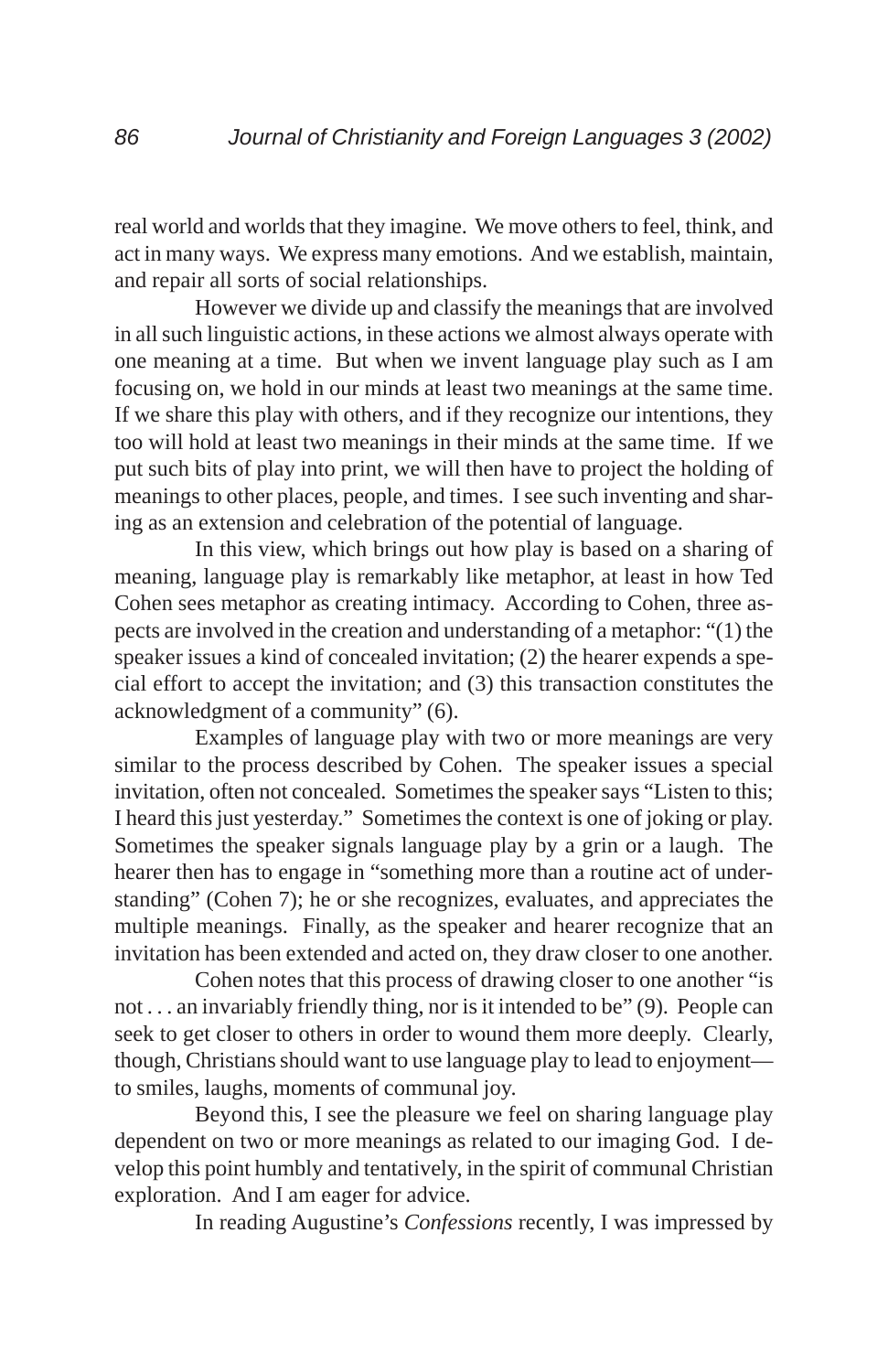real world and worlds that they imagine. We move others to feel, think, and act in many ways. We express many emotions. And we establish, maintain, and repair all sorts of social relationships.

However we divide up and classify the meanings that are involved in all such linguistic actions, in these actions we almost always operate with one meaning at a time. But when we invent language play such as I am focusing on, we hold in our minds at least two meanings at the same time. If we share this play with others, and if they recognize our intentions, they too will hold at least two meanings in their minds at the same time. If we put such bits of play into print, we will then have to project the holding of meanings to other places, people, and times. I see such inventing and sharing as an extension and celebration of the potential of language.

In this view, which brings out how play is based on a sharing of meaning, language play is remarkably like metaphor, at least in how Ted Cohen sees metaphor as creating intimacy. According to Cohen, three aspects are involved in the creation and understanding of a metaphor: "(1) the speaker issues a kind of concealed invitation; (2) the hearer expends a special effort to accept the invitation; and (3) this transaction constitutes the acknowledgment of a community" (6).

Examples of language play with two or more meanings are very similar to the process described by Cohen. The speaker issues a special invitation, often not concealed. Sometimes the speaker says "Listen to this; I heard this just yesterday." Sometimes the context is one of joking or play. Sometimes the speaker signals language play by a grin or a laugh. The hearer then has to engage in "something more than a routine act of understanding" (Cohen 7); he or she recognizes, evaluates, and appreciates the multiple meanings. Finally, as the speaker and hearer recognize that an invitation has been extended and acted on, they draw closer to one another.

Cohen notes that this process of drawing closer to one another "is not . . . an invariably friendly thing, nor is it intended to be" (9). People can seek to get closer to others in order to wound them more deeply. Clearly, though, Christians should want to use language play to lead to enjoyment—to smiles, laughs, moments of communal joy.

Beyond this, I see the pleasure we feel on sharing language play dependent on two or more meanings as related to our imaging God. I develop this point humbly and tentatively, in the spirit of communal Christian exploration. And I am eager for advice.

In reading Augustine's *Confessions* recently, I was impressed by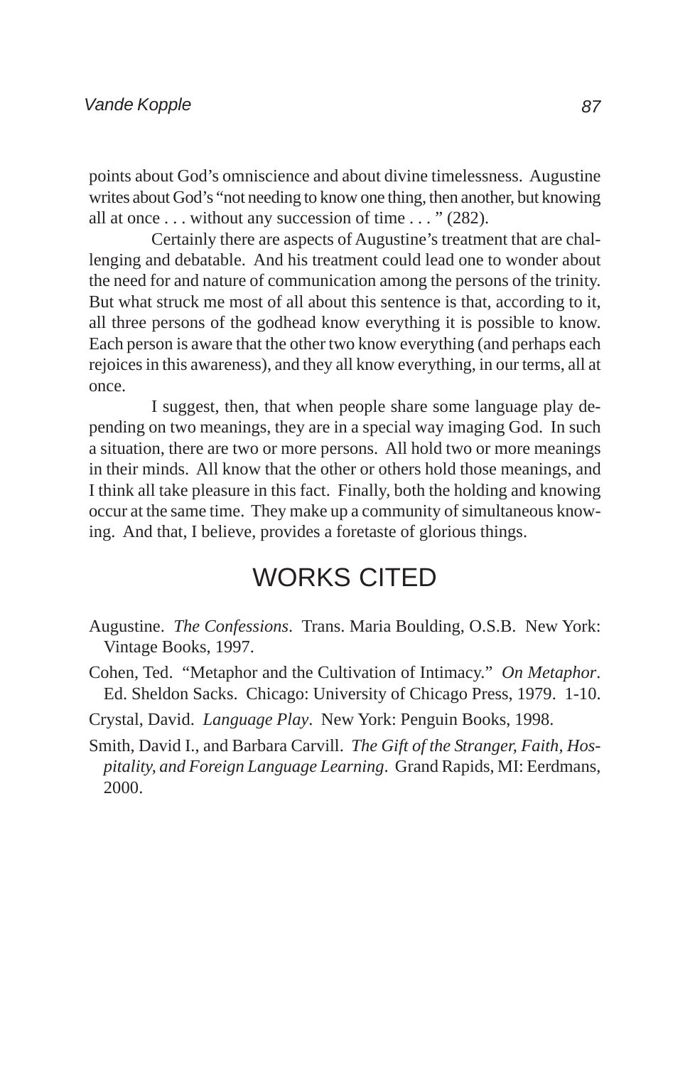points about God's omniscience and about divine timelessness. Augustine writes about God's "not needing to know one thing, then another, but knowing all at once . . . without any succession of time . . . " (282).

Certainly there are aspects of Augustine's treatment that are challenging and debatable. And his treatment could lead one to wonder about the need for and nature of communication among the persons of the trinity. But what struck me most of all about this sentence is that, according to it, all three persons of the godhead know everything it is possible to know. Each person is aware that the other two know everything (and perhaps each rejoices in this awareness), and they all know everything, in our terms, all at once.

I suggest, then, that when people share some language play depending on two meanings, they are in a special way imaging God. In such a situation, there are two or more persons. All hold two or more meanings in their minds. All know that the other or others hold those meanings, and I think all take pleasure in this fact. Finally, both the holding and knowing occur at the same time. They make up a community of simultaneous knowing. And that, I believe, provides a foretaste of glorious things.

## WORKS CITED

Augustine. *The Confessions*. Trans. Maria Boulding, O.S.B. New York: Vintage Books, 1997.

Cohen, Ted. "Metaphor and the Cultivation of Intimacy." *On Metaphor*. Ed. Sheldon Sacks. Chicago: University of Chicago Press, 1979. 1-10.

Crystal, David. *Language Play*. New York: Penguin Books, 1998.

Smith, David I., and Barbara Carvill. *The Gift of the Stranger, Faith, Hospitality, and Foreign Language Learning*. Grand Rapids, MI: Eerdmans, 2000.